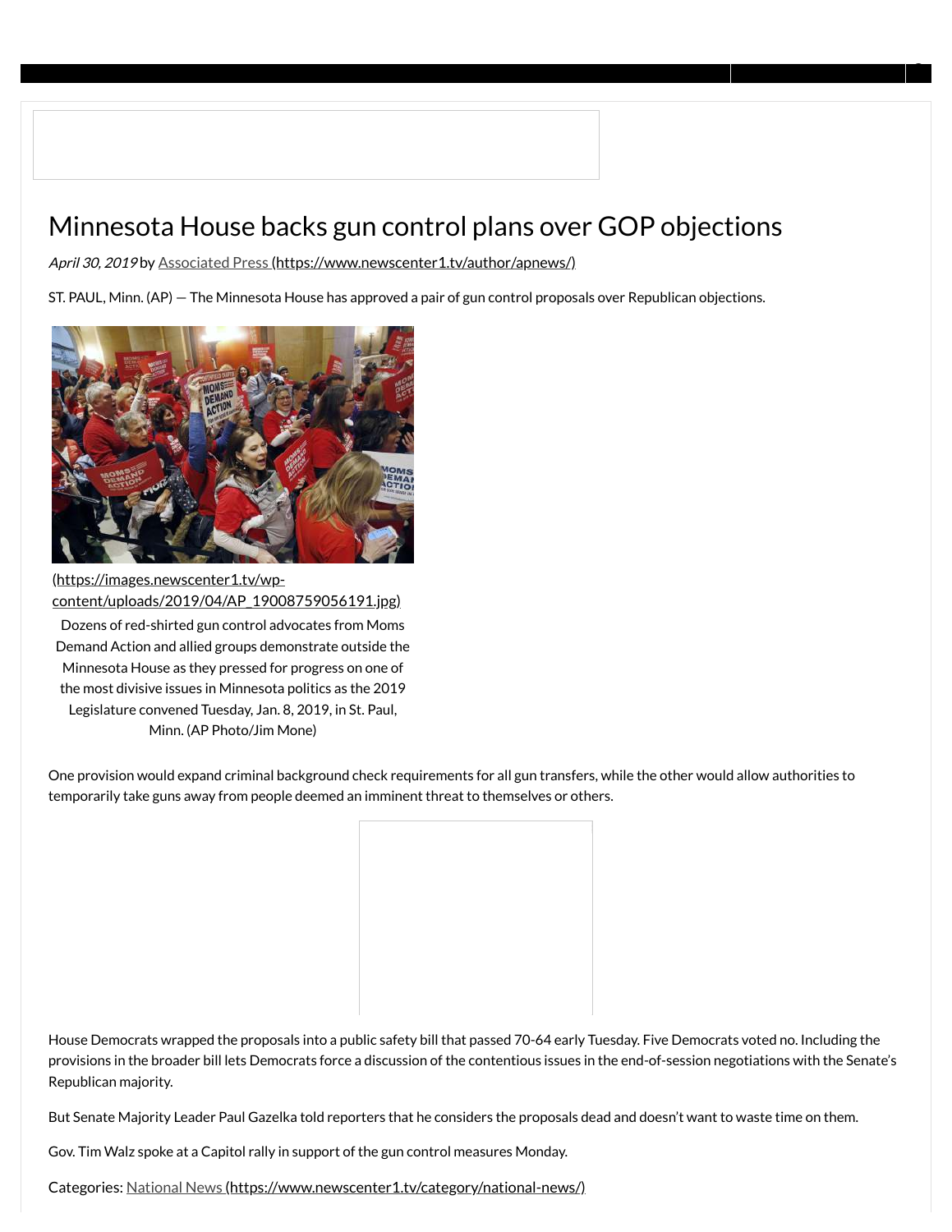# Minnesota House backs gun control plans over GOP objections

*April 30, 2019* by [Associated Press (https://www.newscenter1.tv/author/apnews/)](https://www.newscenter1.tv/author/apnews/)

ST. PAUL, Minn. (AP) — The Minnesota House has approved a pair of gun control proposals over Republican objections.

[(https://images.newscenter1.tv/wp-content/uploads/2019/04/AP_19008759056191.jpg)](https://images.newscenter1.tv/wp-content/uploads/2019/04/AP_19008759056191.jpg)

Dozens of red-shirted gun control advocates from Moms Demand Action and allied groups demonstrate outside the Minnesota House as they pressed for progress on one of the most divisive issues in Minnesota politics as the 2019 Legislature convened Tuesday, Jan. 8, 2019, in St. Paul, Minn. (AP Photo/Jim Mone)

One provision would expand criminal background check requirements for all gun transfers, while the other would allow authorities to temporarily take guns away from people deemed an imminent threat to themselves or others.

House Democrats wrapped the proposals into a public safety bill that passed 70-64 early Tuesday. Five Democrats voted no. Including the provisions in the broader bill lets Democrats force a discussion of the contentious issues in the end-of-session negotiations with the Senate's Republican majority.

But Senate Majority Leader Paul Gazelka told reporters that he considers the proposals dead and doesn't want to waste time on them.

Gov. Tim Walz spoke at a Capitol rally in support of the gun control measures Monday.

Categories: [National News (https://www.newscenter1.tv/category/national-news/)](https://www.newscenter1.tv/category/national-news/)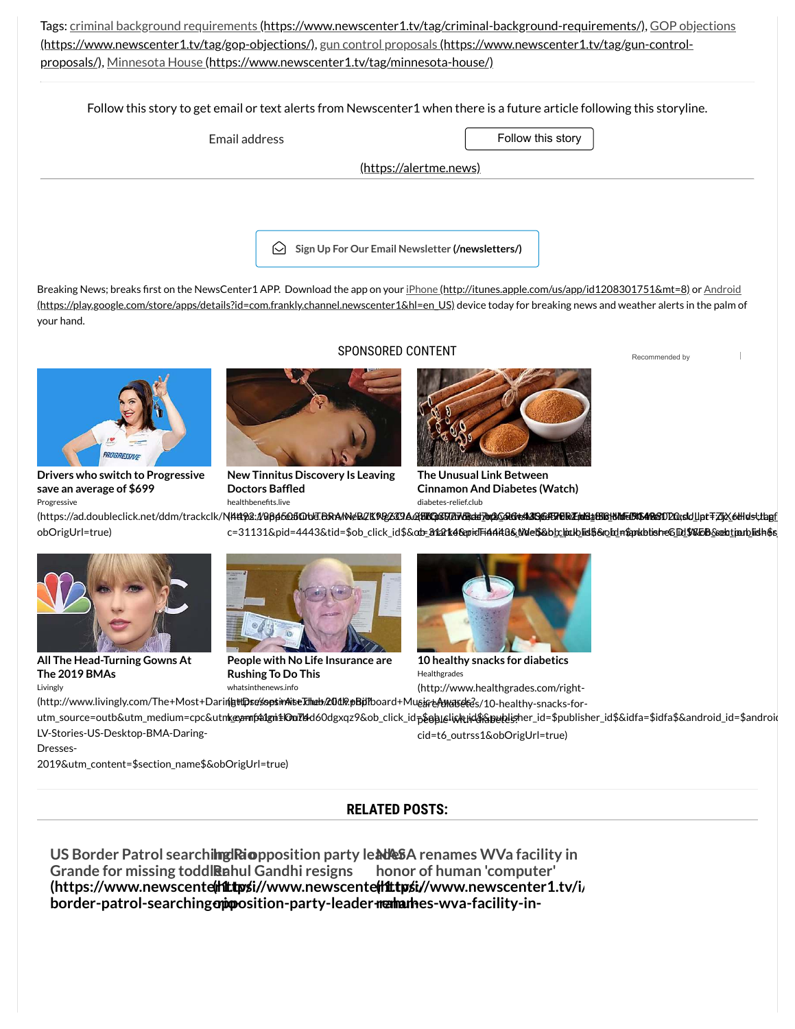Tags: criminal background requirements (https://www.newscenter1.tv/tag/criminal-background-requirements/), GOP objections (https://www.newscenter1.tv/tag/gop-objections/), gun control proposals (https://www.newscenter1.tv/tag/gun-control-proposals/), Minnesota House (https://www.newscenter1.tv/tag/minnesota-house/)

Follow this story to get email or text alerts from Newscenter1 when there is a future article following this storyline.

Email address

Follow this story

(https://alertme.news)

Sign Up For Our Email Newsletter (/newsletters/)

Breaking News; breaks first on the NewsCenter1 APP. Download the app on your iPhone (http://itunes.apple.com/us/app/id1208301751&mt=8) or Android (https://play.google.com/store/apps/details?id=com.frankly.channel.newscenter1&hl=en_US) device today for breaking news and weather alerts in the palm of your hand.

## SPONSORED CONTENT

Recommended by

**Drivers who switch to Progressive save an average of $699**
Progressive

**New Tinnitus Discovery Is Leaving Doctors Baffled**
healthbenefits.live

**The Unusual Link Between Cinnamon And Diabetes (Watch)**
diabetes-relief.club

**All The Head-Turning Gowns At The 2019 BMAs**
Livingly
(http://www.livingly.com/The+Most+Daring+Dresses+At+The+2019+Billboard+Music+Awards?utm_source=outb&utm_medium=cpc&utm_campaign=LV-Stories-US-Desktop-BMA-Daring-Dresses-2019&utm_content=$section_name$&obOrigUrl=true)

**People with No Life Insurance are Rushing To Do This**
whatsinthenews.info

**10 healthy snacks for diabetics**
Healthgrades
(http://www.healthgrades.com/right-care/diabetes/10-healthy-snacks-for-people-with-diabetes?cid=t6_outrss1&obOrigUrl=true)

## RELATED POSTS:

**US Border Patrol searching Rio Grande for missing toddler**

**India opposition party leader Rahul Gandhi resigns**

**NASA renames WVa facility in honor of human 'computer'**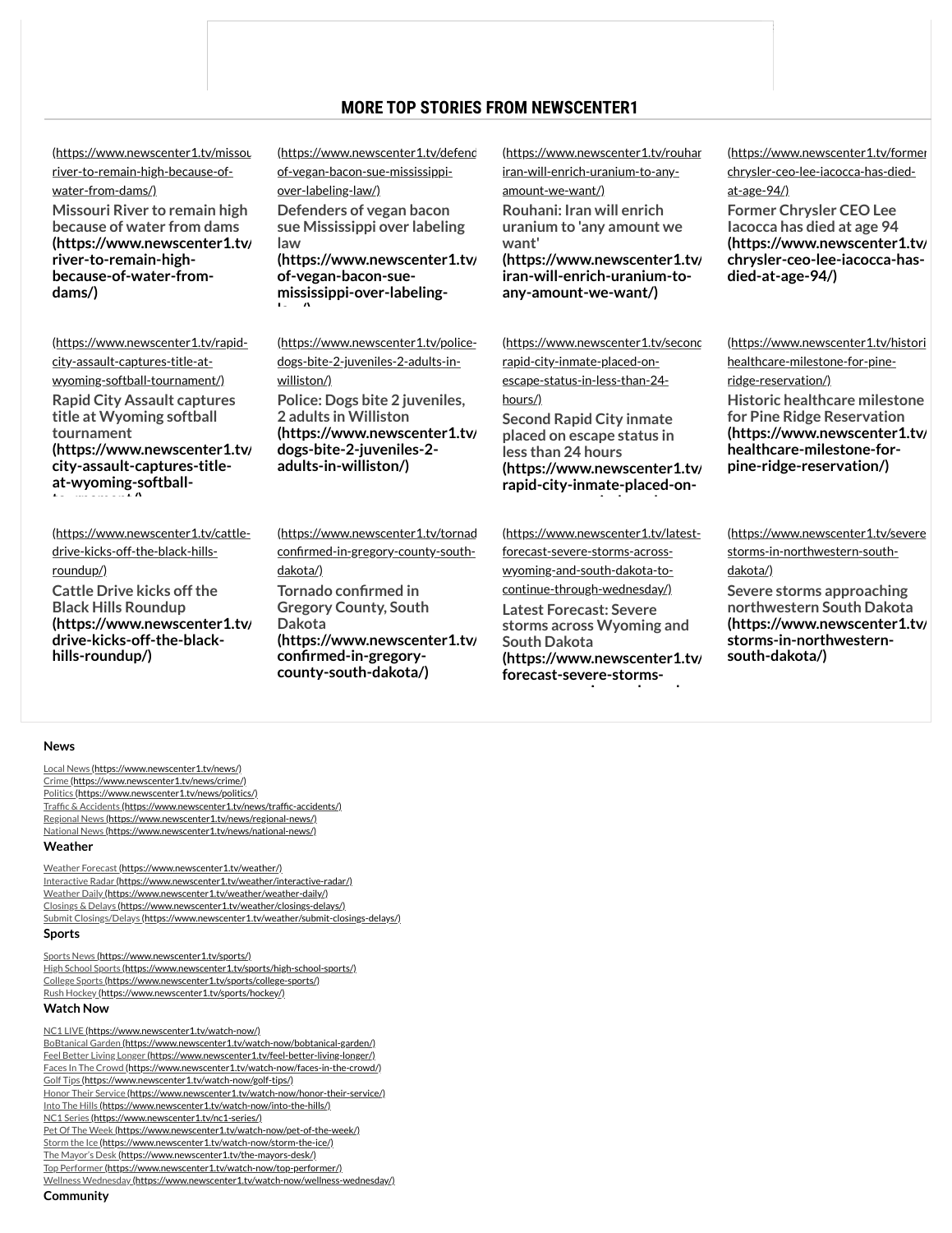## MORE TOP STORIES FROM NEWSCENTER1

(https://www.newscenter1.tv/missouri-river-to-remain-high-because-of-water-from-dams/)
**Missouri River to remain high because of water from dams (https://www.newscenter1.tv/missouri-river-to-remain-high-because-of-water-from-dams/)**

(https://www.newscenter1.tv/defenders-of-vegan-bacon-sue-mississippi-over-labeling-law/)
**Defenders of vegan bacon sue Mississippi over labeling law (https://www.newscenter1.tv/defenders-of-vegan-bacon-sue-mississippi-over-labeling-law/)**

(https://www.newscenter1.tv/rouhani-iran-will-enrich-uranium-to-any-amount-we-want/)
**Rouhani: Iran will enrich uranium to 'any amount we want' (https://www.newscenter1.tv/rouhani-iran-will-enrich-uranium-to-any-amount-we-want/)**

(https://www.newscenter1.tv/former-chrysler-ceo-lee-iacocca-has-died-at-age-94/)
**Former Chrysler CEO Lee Iacocca has died at age 94 (https://www.newscenter1.tv/former-chrysler-ceo-lee-iacocca-has-died-at-age-94/)**

(https://www.newscenter1.tv/rapid-city-assault-captures-title-at-wyoming-softball-tournament/)
**Rapid City Assault captures title at Wyoming softball tournament (https://www.newscenter1.tv/rapid-city-assault-captures-title-at-wyoming-softball-tournament/)**

(https://www.newscenter1.tv/police-dogs-bite-2-juveniles-2-adults-in-williston/)
**Police: Dogs bite 2 juveniles, 2 adults in Williston (https://www.newscenter1.tv/police-dogs-bite-2-juveniles-2-adults-in-williston/)**

(https://www.newscenter1.tv/second-rapid-city-inmate-placed-on-escape-status-in-less-than-24-hours/)
**Second Rapid City inmate placed on escape status in less than 24 hours (https://www.newscenter1.tv/second-rapid-city-inmate-placed-on-escape-status-in-less-than-24-hours/)**

(https://www.newscenter1.tv/historic-healthcare-milestone-for-pine-ridge-reservation/)
**Historic healthcare milestone for Pine Ridge Reservation (https://www.newscenter1.tv/historic-healthcare-milestone-for-pine-ridge-reservation/)**

(https://www.newscenter1.tv/cattle-drive-kicks-off-the-black-hills-roundup/)
**Cattle Drive kicks off the Black Hills Roundup (https://www.newscenter1.tv/cattle-drive-kicks-off-the-black-hills-roundup/)**

(https://www.newscenter1.tv/tornado-confirmed-in-gregory-county-south-dakota/)
**Tornado confirmed in Gregory County, South Dakota (https://www.newscenter1.tv/tornado-confirmed-in-gregory-county-south-dakota/)**

(https://www.newscenter1.tv/latest-forecast-severe-storms-across-wyoming-and-south-dakota-to-continue-through-wednesday/)
**Latest Forecast: Severe storms across Wyoming and South Dakota (https://www.newscenter1.tv/latest-forecast-severe-storms-across-wyoming-and-south-dakota-to-continue-through-wednesday/)**

(https://www.newscenter1.tv/severe-storms-in-northwestern-south-dakota/)
**Severe storms approaching northwestern South Dakota (https://www.newscenter1.tv/severe-storms-in-northwestern-south-dakota/)**

### News

- Local News (https://www.newscenter1.tv/news/)
- Crime (https://www.newscenter1.tv/news/crime/)
- Politics (https://www.newscenter1.tv/news/politics/)
- Traffic & Accidents (https://www.newscenter1.tv/news/traffic-accidents/)
- Regional News (https://www.newscenter1.tv/news/regional-news/)
- National News (https://www.newscenter1.tv/news/national-news/)

### Weather

- Weather Forecast (https://www.newscenter1.tv/weather/)
- Interactive Radar (https://www.newscenter1.tv/weather/interactive-radar/)
- Weather Daily (https://www.newscenter1.tv/weather/weather-daily/)
- Closings & Delays (https://www.newscenter1.tv/weather/closings-delays/)
- Submit Closings/Delays (https://www.newscenter1.tv/weather/submit-closings-delays/)

### Sports

- Sports News (https://www.newscenter1.tv/sports/)
- High School Sports (https://www.newscenter1.tv/sports/high-school-sports/)
- College Sports (https://www.newscenter1.tv/sports/college-sports/)
- Rush Hockey (https://www.newscenter1.tv/sports/hockey/)

### Watch Now

- NC1 LIVE (https://www.newscenter1.tv/watch-now/)
- BoBtanical Garden (https://www.newscenter1.tv/watch-now/bobtanical-garden/)
- Feel Better Living Longer (https://www.newscenter1.tv/feel-better-living-longer/)
- Faces In The Crowd (https://www.newscenter1.tv/watch-now/faces-in-the-crowd/)
- Golf Tips (https://www.newscenter1.tv/watch-now/golf-tips/)
- Honor Their Service (https://www.newscenter1.tv/watch-now/honor-their-service/)
- Into The Hills (https://www.newscenter1.tv/watch-now/into-the-hills/)
- NC1 Series (https://www.newscenter1.tv/nc1-series/)
- Pet Of The Week (https://www.newscenter1.tv/watch-now/pet-of-the-week/)
- Storm the Ice (https://www.newscenter1.tv/watch-now/storm-the-ice/)
- The Mayor's Desk (https://www.newscenter1.tv/the-mayors-desk/)
- Top Performer (https://www.newscenter1.tv/watch-now/top-performer/)
- Wellness Wednesday (https://www.newscenter1.tv/watch-now/wellness-wednesday/)

### Community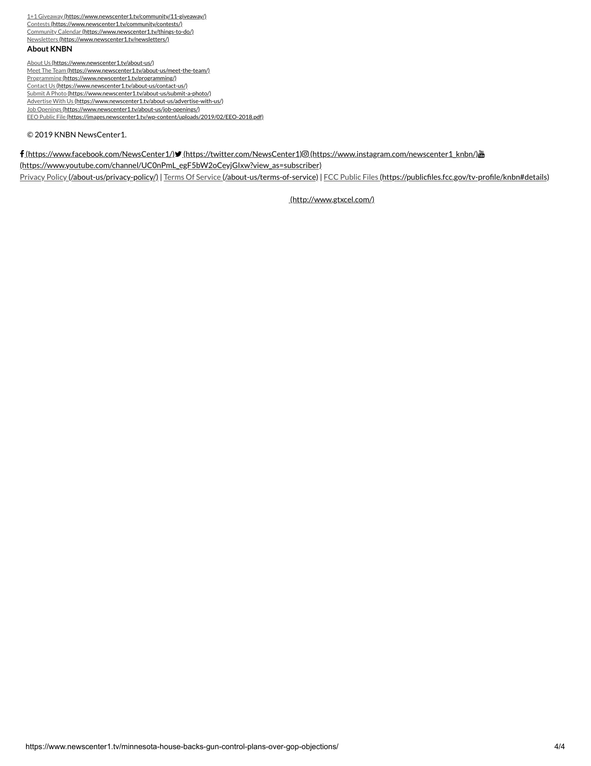1+1 Giveaway (https://www.newscenter1.tv/community/11-giveaway/)
Contests (https://www.newscenter1.tv/community/contests/)
Community Calendar (https://www.newscenter1.tv/things-to-do/)
Newsletters (https://www.newscenter1.tv/newsletters/)

**About KNBN**

About Us (https://www.newscenter1.tv/about-us/)
Meet The Team (https://www.newscenter1.tv/about-us/meet-the-team/)
Programming (https://www.newscenter1.tv/programming/)
Contact Us (https://www.newscenter1.tv/about-us/contact-us/)
Submit A Photo (https://www.newscenter1.tv/about-us/submit-a-photo/)
Advertise With Us (https://www.newscenter1.tv/about-us/advertise-with-us/)
Job Openings (https://www.newscenter1.tv/about-us/job-openings/)
EEO Public File (https://images.newscenter1.tv/wp-content/uploads/2019/02/EEO-2018.pdf)

© 2019 KNBN NewsCenter1.

(https://www.facebook.com/NewsCenter1/) (https://twitter.com/NewsCenter1) (https://www.instagram.com/newscenter1_knbn/) (https://www.youtube.com/channel/UC0nPmL_egF5bW2oCeyjGIxw?view_as=subscriber)

Privacy Policy (/about-us/privacy-policy/) | Terms Of Service (/about-us/terms-of-service) | FCC Public Files (https://publicfiles.fcc.gov/tv-profile/knbn#details)

(http://www.gtxcel.com/)